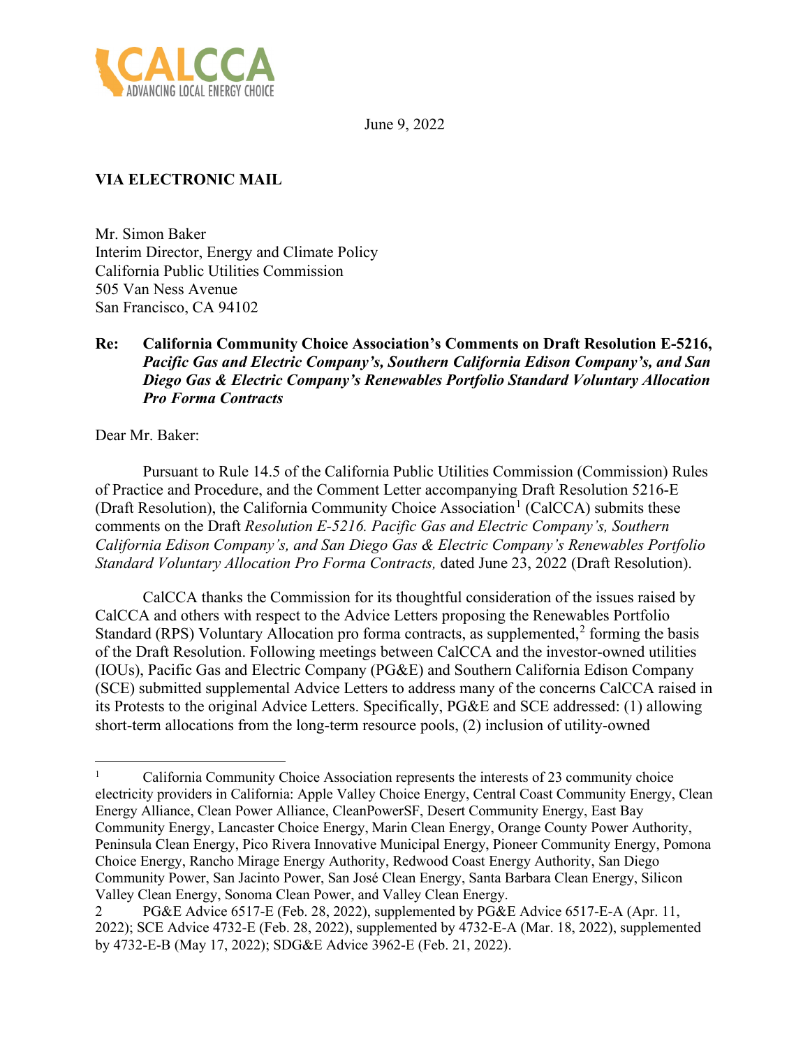CALCCA
ADVANCING LOCAL ENERGY CHOICE

June 9, 2022

**VIA ELECTRONIC MAIL**

Mr. Simon Baker
Interim Director, Energy and Climate Policy
California Public Utilities Commission
505 Van Ness Avenue
San Francisco, CA 94102

**Re: California Community Choice Association's Comments on Draft Resolution E-5216,** ***Pacific Gas and Electric Company's, Southern California Edison Company's, and San Diego Gas & Electric Company's Renewables Portfolio Standard Voluntary Allocation Pro Forma Contracts***

Dear Mr. Baker:

Pursuant to Rule 14.5 of the California Public Utilities Commission (Commission) Rules of Practice and Procedure, and the Comment Letter accompanying Draft Resolution 5216-E (Draft Resolution), the California Community Choice Association[1] (CalCCA) submits these comments on the Draft *Resolution E-5216. Pacific Gas and Electric Company's, Southern California Edison Company's, and San Diego Gas & Electric Company's Renewables Portfolio Standard Voluntary Allocation Pro Forma Contracts,* dated June 23, 2022 (Draft Resolution).

CalCCA thanks the Commission for its thoughtful consideration of the issues raised by CalCCA and others with respect to the Advice Letters proposing the Renewables Portfolio Standard (RPS) Voluntary Allocation pro forma contracts, as supplemented,[2] forming the basis of the Draft Resolution. Following meetings between CalCCA and the investor-owned utilities (IOUs), Pacific Gas and Electric Company (PG&E) and Southern California Edison Company (SCE) submitted supplemental Advice Letters to address many of the concerns CalCCA raised in its Protests to the original Advice Letters. Specifically, PG&E and SCE addressed: (1) allowing short-term allocations from the long-term resource pools, (2) inclusion of utility-owned

---

[1] California Community Choice Association represents the interests of 23 community choice electricity providers in California: Apple Valley Choice Energy, Central Coast Community Energy, Clean Energy Alliance, Clean Power Alliance, CleanPowerSF, Desert Community Energy, East Bay Community Energy, Lancaster Choice Energy, Marin Clean Energy, Orange County Power Authority, Peninsula Clean Energy, Pico Rivera Innovative Municipal Energy, Pioneer Community Energy, Pomona Choice Energy, Rancho Mirage Energy Authority, Redwood Coast Energy Authority, San Diego Community Power, San Jacinto Power, San José Clean Energy, Santa Barbara Clean Energy, Silicon Valley Clean Energy, Sonoma Clean Power, and Valley Clean Energy.

[2] PG&E Advice 6517-E (Feb. 28, 2022), supplemented by PG&E Advice 6517-E-A (Apr. 11, 2022); SCE Advice 4732-E (Feb. 28, 2022), supplemented by 4732-E-A (Mar. 18, 2022), supplemented by 4732-E-B (May 17, 2022); SDG&E Advice 3962-E (Feb. 21, 2022).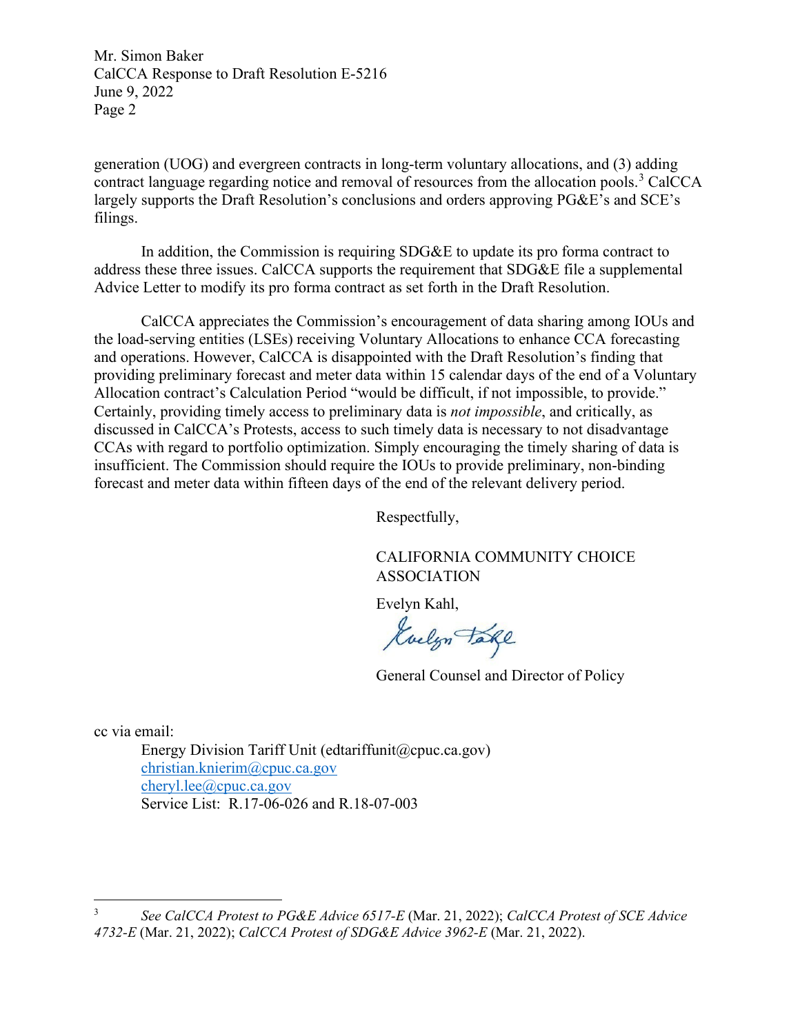generation (UOG) and evergreen contracts in long-term voluntary allocations, and (3) adding contract language regarding notice and removal of resources from the allocation pools.[3] CalCCA largely supports the Draft Resolution's conclusions and orders approving PG&E's and SCE's filings.

In addition, the Commission is requiring SDG&E to update its pro forma contract to address these three issues. CalCCA supports the requirement that SDG&E file a supplemental Advice Letter to modify its pro forma contract as set forth in the Draft Resolution.

CalCCA appreciates the Commission's encouragement of data sharing among IOUs and the load-serving entities (LSEs) receiving Voluntary Allocations to enhance CCA forecasting and operations. However, CalCCA is disappointed with the Draft Resolution's finding that providing preliminary forecast and meter data within 15 calendar days of the end of a Voluntary Allocation contract's Calculation Period "would be difficult, if not impossible, to provide." Certainly, providing timely access to preliminary data is *not impossible*, and critically, as discussed in CalCCA's Protests, access to such timely data is necessary to not disadvantage CCAs with regard to portfolio optimization. Simply encouraging the timely sharing of data is insufficient. The Commission should require the IOUs to provide preliminary, non-binding forecast and meter data within fifteen days of the end of the relevant delivery period.

Respectfully,

CALIFORNIA COMMUNITY CHOICE ASSOCIATION

Evelyn Kahl,

Evelyn Kahl

General Counsel and Director of Policy

cc via email:

Energy Division Tariff Unit (edtariffunit@cpuc.ca.gov)
christian.knierim@cpuc.ca.gov
cheryl.lee@cpuc.ca.gov
Service List: R.17-06-026 and R.18-07-003

---

[3] *See CalCCA Protest to PG&E Advice 6517-E* (Mar. 21, 2022); *CalCCA Protest of SCE Advice 4732-E* (Mar. 21, 2022); *CalCCA Protest of SDG&E Advice 3962-E* (Mar. 21, 2022).